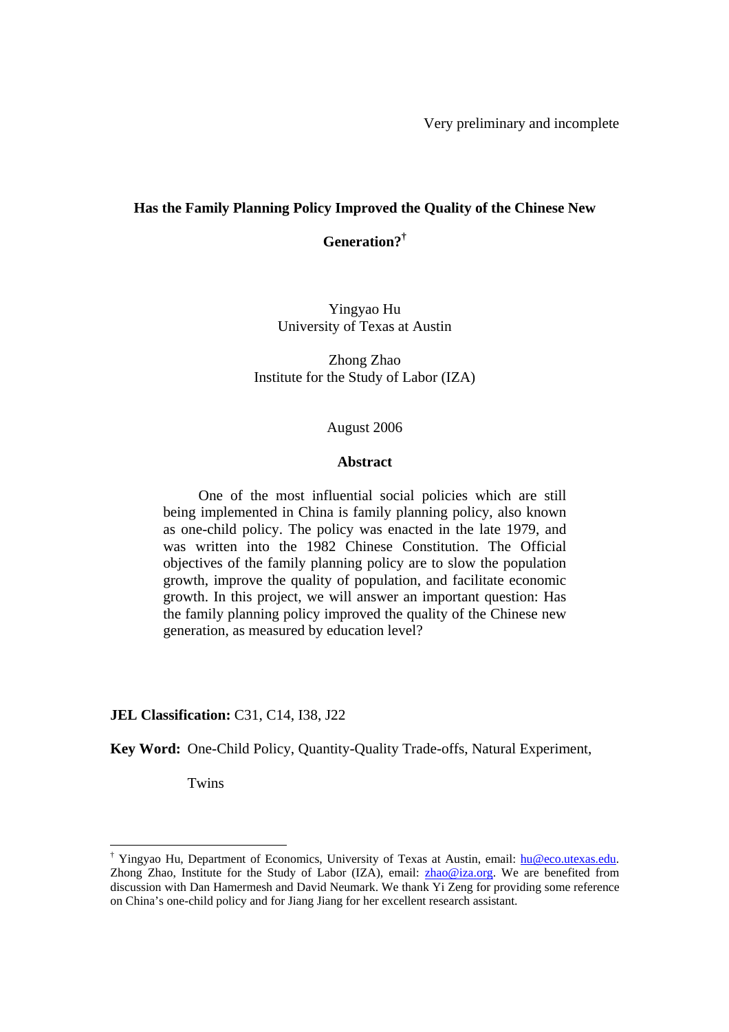Very preliminary and incomplete

# Has the Family Planning Policy Improved the Quality of the Chinese New Generation?[†]

Yingyao Hu
University of Texas at Austin

Zhong Zhao
Institute for the Study of Labor (IZA)

August 2006

## Abstract

One of the most influential social policies which are still being implemented in China is family planning policy, also known as one-child policy. The policy was enacted in the late 1979, and was written into the 1982 Chinese Constitution. The Official objectives of the family planning policy are to slow the population growth, improve the quality of population, and facilitate economic growth. In this project, we will answer an important question: Has the family planning policy improved the quality of the Chinese new generation, as measured by education level?

**JEL Classification:** C31, C14, I38, J22

**Key Word:** One-Child Policy, Quantity-Quality Trade-offs, Natural Experiment, Twins

---

[†] Yingyao Hu, Department of Economics, University of Texas at Austin, email: hu@eco.utexas.edu. Zhong Zhao, Institute for the Study of Labor (IZA), email: zhao@iza.org. We are benefited from discussion with Dan Hamermesh and David Neumark. We thank Yi Zeng for providing some reference on China's one-child policy and for Jiang Jiang for her excellent research assistant.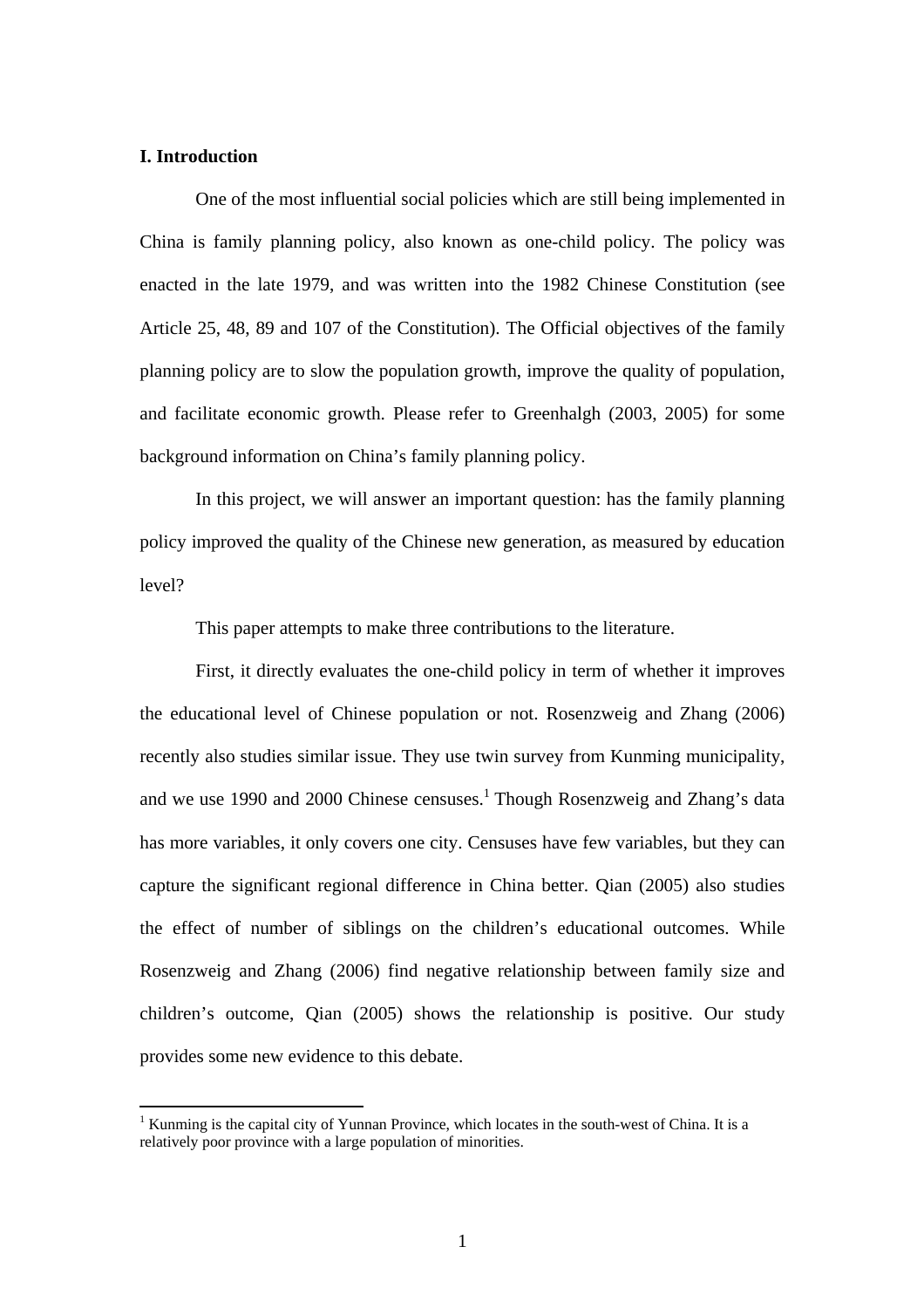## I. Introduction

One of the most influential social policies which are still being implemented in China is family planning policy, also known as one-child policy. The policy was enacted in the late 1979, and was written into the 1982 Chinese Constitution (see Article 25, 48, 89 and 107 of the Constitution). The Official objectives of the family planning policy are to slow the population growth, improve the quality of population, and facilitate economic growth. Please refer to Greenhalgh (2003, 2005) for some background information on China's family planning policy.

In this project, we will answer an important question: has the family planning policy improved the quality of the Chinese new generation, as measured by education level?

This paper attempts to make three contributions to the literature.

First, it directly evaluates the one-child policy in term of whether it improves the educational level of Chinese population or not. Rosenzweig and Zhang (2006) recently also studies similar issue. They use twin survey from Kunming municipality, and we use 1990 and 2000 Chinese censuses.[1] Though Rosenzweig and Zhang's data has more variables, it only covers one city. Censuses have few variables, but they can capture the significant regional difference in China better. Qian (2005) also studies the effect of number of siblings on the children's educational outcomes. While Rosenzweig and Zhang (2006) find negative relationship between family size and children's outcome, Qian (2005) shows the relationship is positive. Our study provides some new evidence to this debate.

[1] Kunming is the capital city of Yunnan Province, which locates in the south-west of China. It is a relatively poor province with a large population of minorities.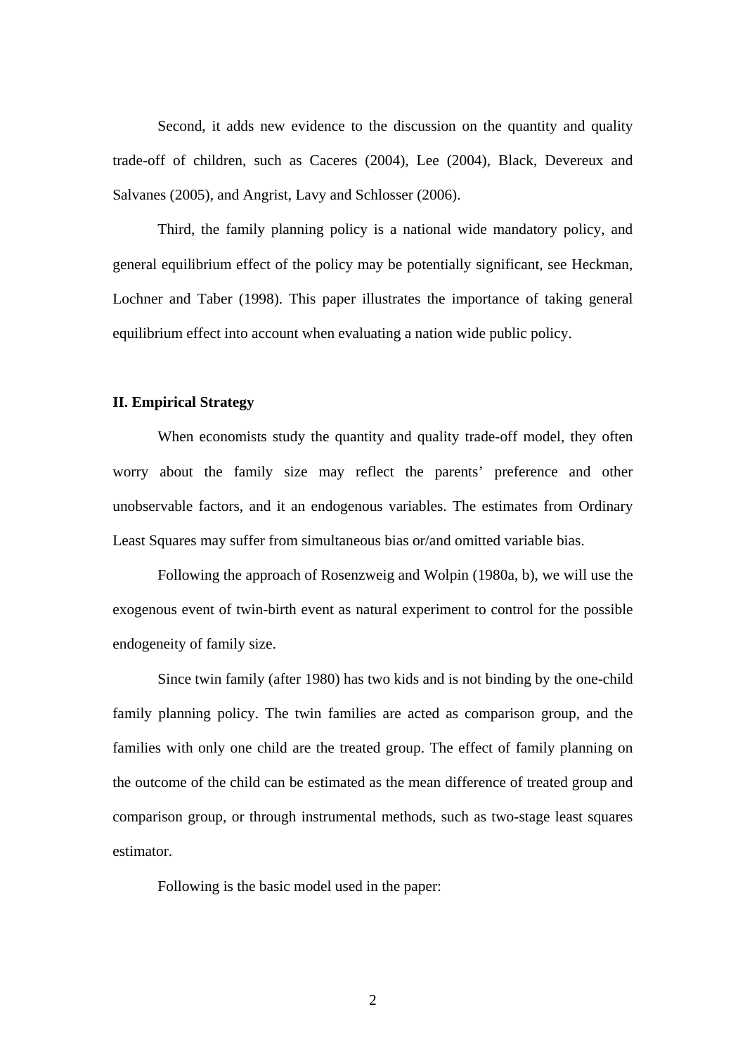Second, it adds new evidence to the discussion on the quantity and quality trade-off of children, such as Caceres (2004), Lee (2004), Black, Devereux and Salvanes (2005), and Angrist, Lavy and Schlosser (2006).

Third, the family planning policy is a national wide mandatory policy, and general equilibrium effect of the policy may be potentially significant, see Heckman, Lochner and Taber (1998). This paper illustrates the importance of taking general equilibrium effect into account when evaluating a nation wide public policy.

## II. Empirical Strategy

When economists study the quantity and quality trade-off model, they often worry about the family size may reflect the parents' preference and other unobservable factors, and it an endogenous variables. The estimates from Ordinary Least Squares may suffer from simultaneous bias or/and omitted variable bias.

Following the approach of Rosenzweig and Wolpin (1980a, b), we will use the exogenous event of twin-birth event as natural experiment to control for the possible endogeneity of family size.

Since twin family (after 1980) has two kids and is not binding by the one-child family planning policy. The twin families are acted as comparison group, and the families with only one child are the treated group. The effect of family planning on the outcome of the child can be estimated as the mean difference of treated group and comparison group, or through instrumental methods, such as two-stage least squares estimator.

Following is the basic model used in the paper: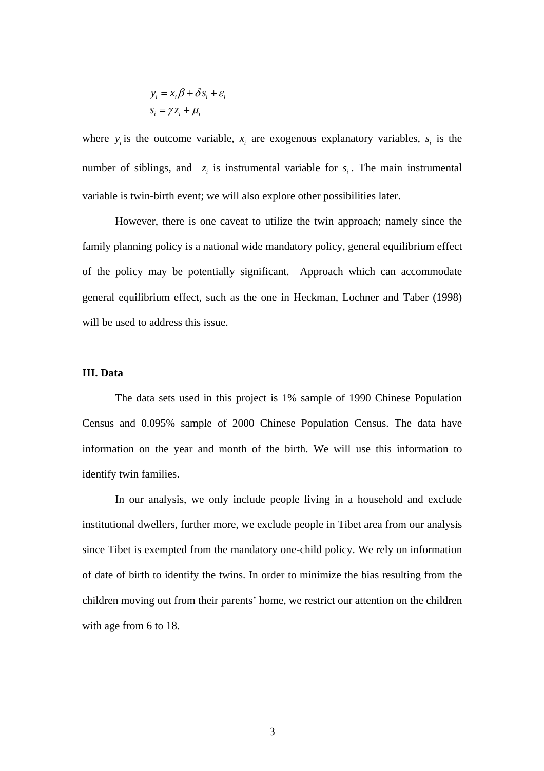$$
\begin{aligned}
y_i &= x_i\beta + \delta s_i + \varepsilon_i \\
s_i &= \gamma z_i + \mu_i
\end{aligned}
$$

where $y_i$ is the outcome variable, $x_i$ are exogenous explanatory variables, $s_i$ is the number of siblings, and $z_i$ is instrumental variable for $s_i$. The main instrumental variable is twin-birth event; we will also explore other possibilities later.

However, there is one caveat to utilize the twin approach; namely since the family planning policy is a national wide mandatory policy, general equilibrium effect of the policy may be potentially significant. Approach which can accommodate general equilibrium effect, such as the one in Heckman, Lochner and Taber (1998) will be used to address this issue.

**III. Data**

The data sets used in this project is 1% sample of 1990 Chinese Population Census and 0.095% sample of 2000 Chinese Population Census. The data have information on the year and month of the birth. We will use this information to identify twin families.

In our analysis, we only include people living in a household and exclude institutional dwellers, further more, we exclude people in Tibet area from our analysis since Tibet is exempted from the mandatory one-child policy. We rely on information of date of birth to identify the twins. In order to minimize the bias resulting from the children moving out from their parents' home, we restrict our attention on the children with age from 6 to 18.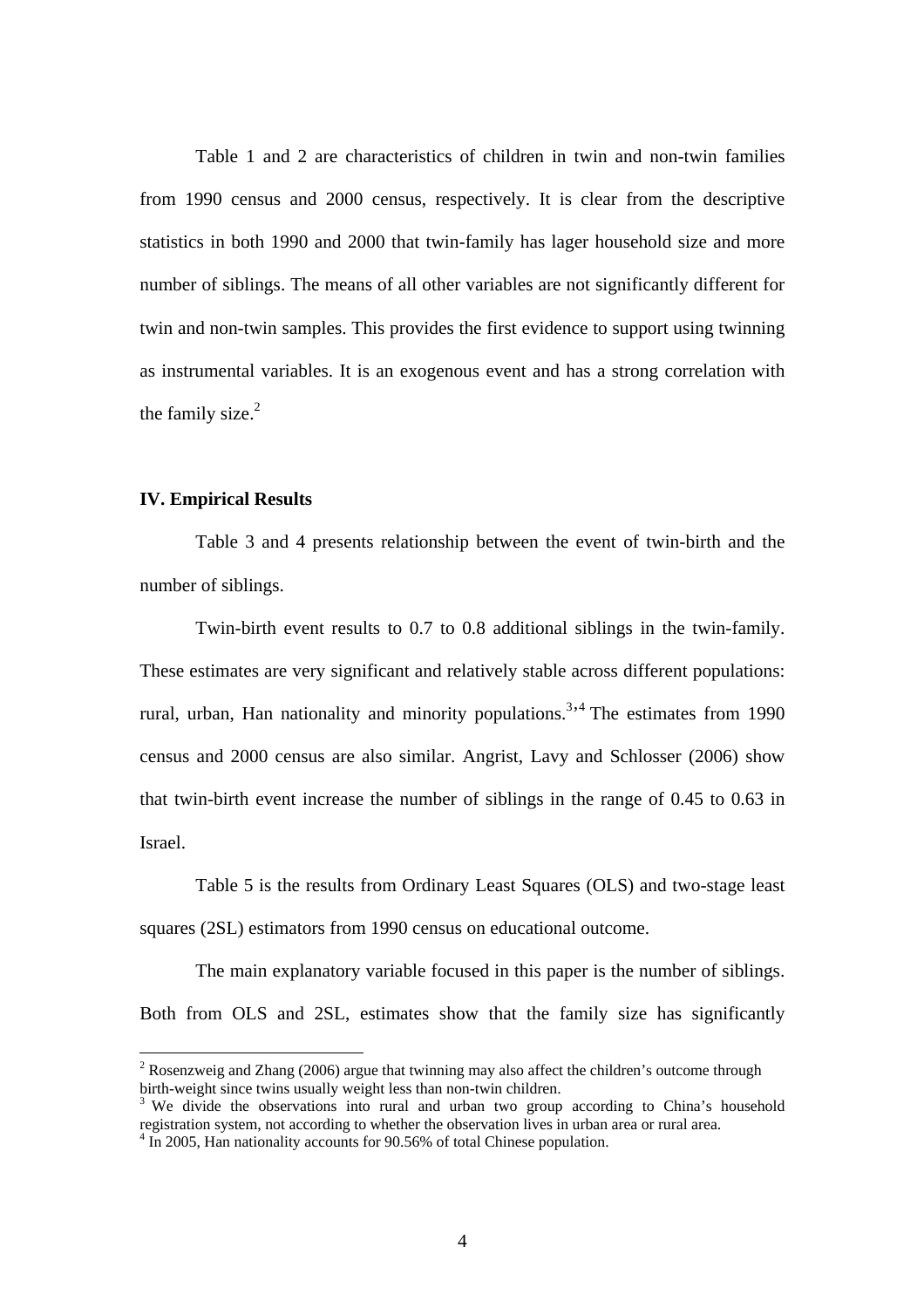Table 1 and 2 are characteristics of children in twin and non-twin families from 1990 census and 2000 census, respectively. It is clear from the descriptive statistics in both 1990 and 2000 that twin-family has lager household size and more number of siblings. The means of all other variables are not significantly different for twin and non-twin samples. This provides the first evidence to support using twinning as instrumental variables. It is an exogenous event and has a strong correlation with the family size.[2]

### IV. Empirical Results

Table 3 and 4 presents relationship between the event of twin-birth and the number of siblings.

Twin-birth event results to 0.7 to 0.8 additional siblings in the twin-family. These estimates are very significant and relatively stable across different populations: rural, urban, Han nationality and minority populations.[3,4] The estimates from 1990 census and 2000 census are also similar. Angrist, Lavy and Schlosser (2006) show that twin-birth event increase the number of siblings in the range of 0.45 to 0.63 in Israel.

Table 5 is the results from Ordinary Least Squares (OLS) and two-stage least squares (2SL) estimators from 1990 census on educational outcome.

The main explanatory variable focused in this paper is the number of siblings. Both from OLS and 2SL, estimates show that the family size has significantly

---

[2] Rosenzweig and Zhang (2006) argue that twinning may also affect the children's outcome through birth-weight since twins usually weight less than non-twin children.

[3] We divide the observations into rural and urban two group according to China's household registration system, not according to whether the observation lives in urban area or rural area.

[4] In 2005, Han nationality accounts for 90.56% of total Chinese population.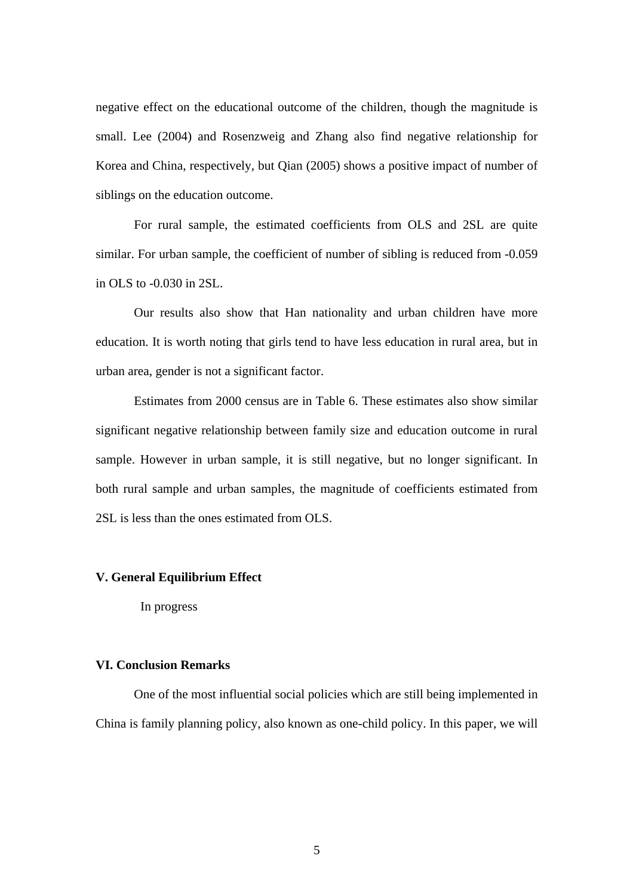negative effect on the educational outcome of the children, though the magnitude is small. Lee (2004) and Rosenzweig and Zhang also find negative relationship for Korea and China, respectively, but Qian (2005) shows a positive impact of number of siblings on the education outcome.

For rural sample, the estimated coefficients from OLS and 2SL are quite similar. For urban sample, the coefficient of number of sibling is reduced from -0.059 in OLS to -0.030 in 2SL.

Our results also show that Han nationality and urban children have more education. It is worth noting that girls tend to have less education in rural area, but in urban area, gender is not a significant factor.

Estimates from 2000 census are in Table 6. These estimates also show similar significant negative relationship between family size and education outcome in rural sample. However in urban sample, it is still negative, but no longer significant. In both rural sample and urban samples, the magnitude of coefficients estimated from 2SL is less than the ones estimated from OLS.

## V. General Equilibrium Effect

In progress

## VI. Conclusion Remarks

One of the most influential social policies which are still being implemented in China is family planning policy, also known as one-child policy. In this paper, we will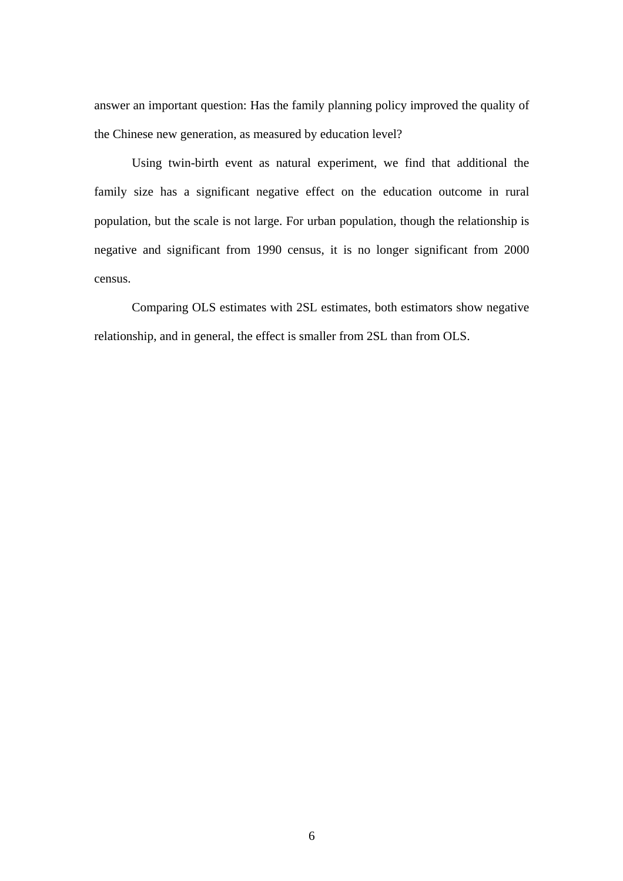answer an important question: Has the family planning policy improved the quality of the Chinese new generation, as measured by education level?

Using twin-birth event as natural experiment, we find that additional the family size has a significant negative effect on the education outcome in rural population, but the scale is not large. For urban population, though the relationship is negative and significant from 1990 census, it is no longer significant from 2000 census.

Comparing OLS estimates with 2SL estimates, both estimators show negative relationship, and in general, the effect is smaller from 2SL than from OLS.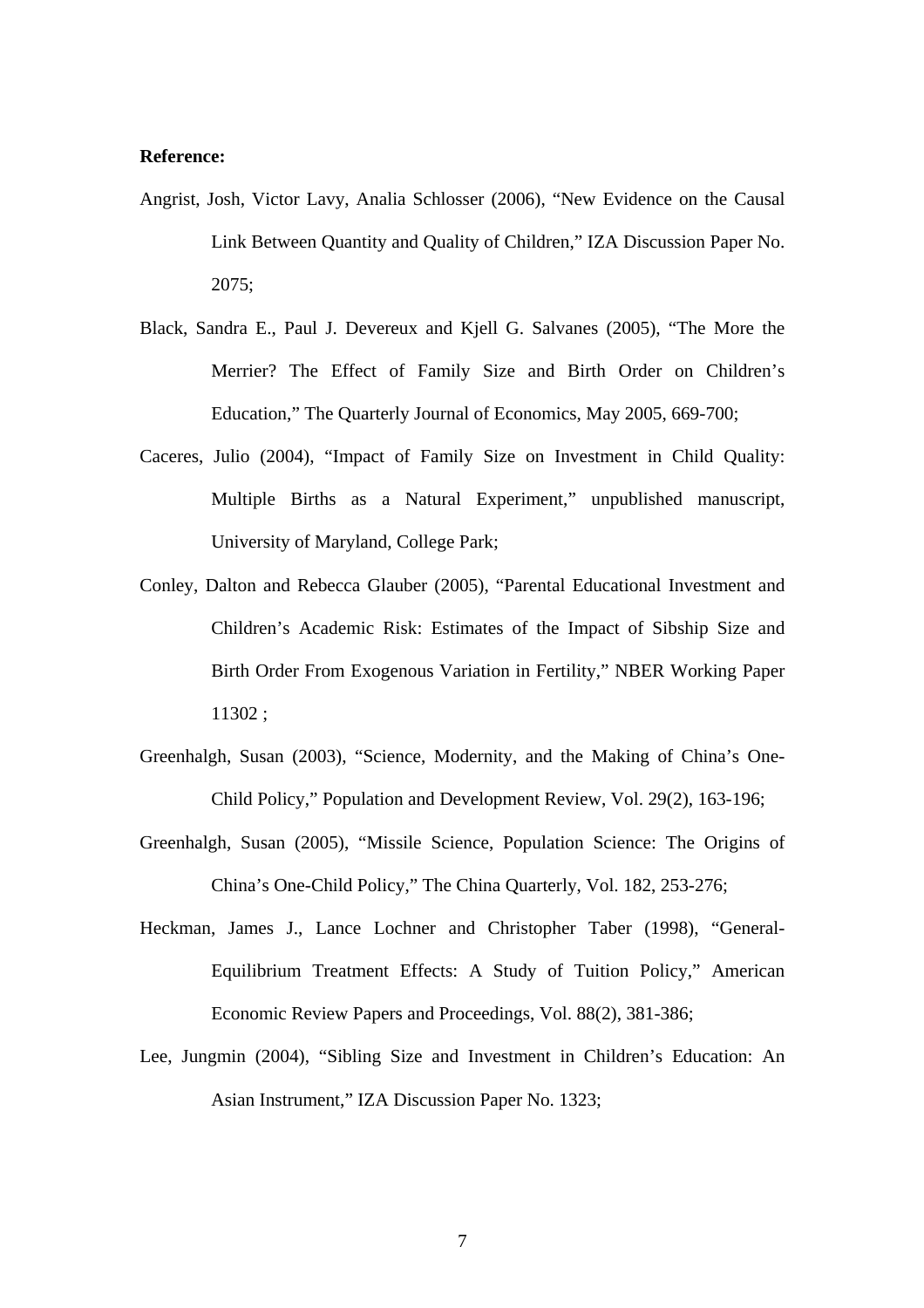**Reference:**

Angrist, Josh, Victor Lavy, Analia Schlosser (2006), "New Evidence on the Causal Link Between Quantity and Quality of Children," IZA Discussion Paper No. 2075;

Black, Sandra E., Paul J. Devereux and Kjell G. Salvanes (2005), "The More the Merrier? The Effect of Family Size and Birth Order on Children's Education," The Quarterly Journal of Economics, May 2005, 669-700;

Caceres, Julio (2004), "Impact of Family Size on Investment in Child Quality: Multiple Births as a Natural Experiment," unpublished manuscript, University of Maryland, College Park;

Conley, Dalton and Rebecca Glauber (2005), "Parental Educational Investment and Children's Academic Risk: Estimates of the Impact of Sibship Size and Birth Order From Exogenous Variation in Fertility," NBER Working Paper 11302 ;

Greenhalgh, Susan (2003), "Science, Modernity, and the Making of China's One-Child Policy," Population and Development Review, Vol. 29(2), 163-196;

Greenhalgh, Susan (2005), "Missile Science, Population Science: The Origins of China's One-Child Policy," The China Quarterly, Vol. 182, 253-276;

Heckman, James J., Lance Lochner and Christopher Taber (1998), "General-Equilibrium Treatment Effects: A Study of Tuition Policy," American Economic Review Papers and Proceedings, Vol. 88(2), 381-386;

Lee, Jungmin (2004), "Sibling Size and Investment in Children's Education: An Asian Instrument," IZA Discussion Paper No. 1323;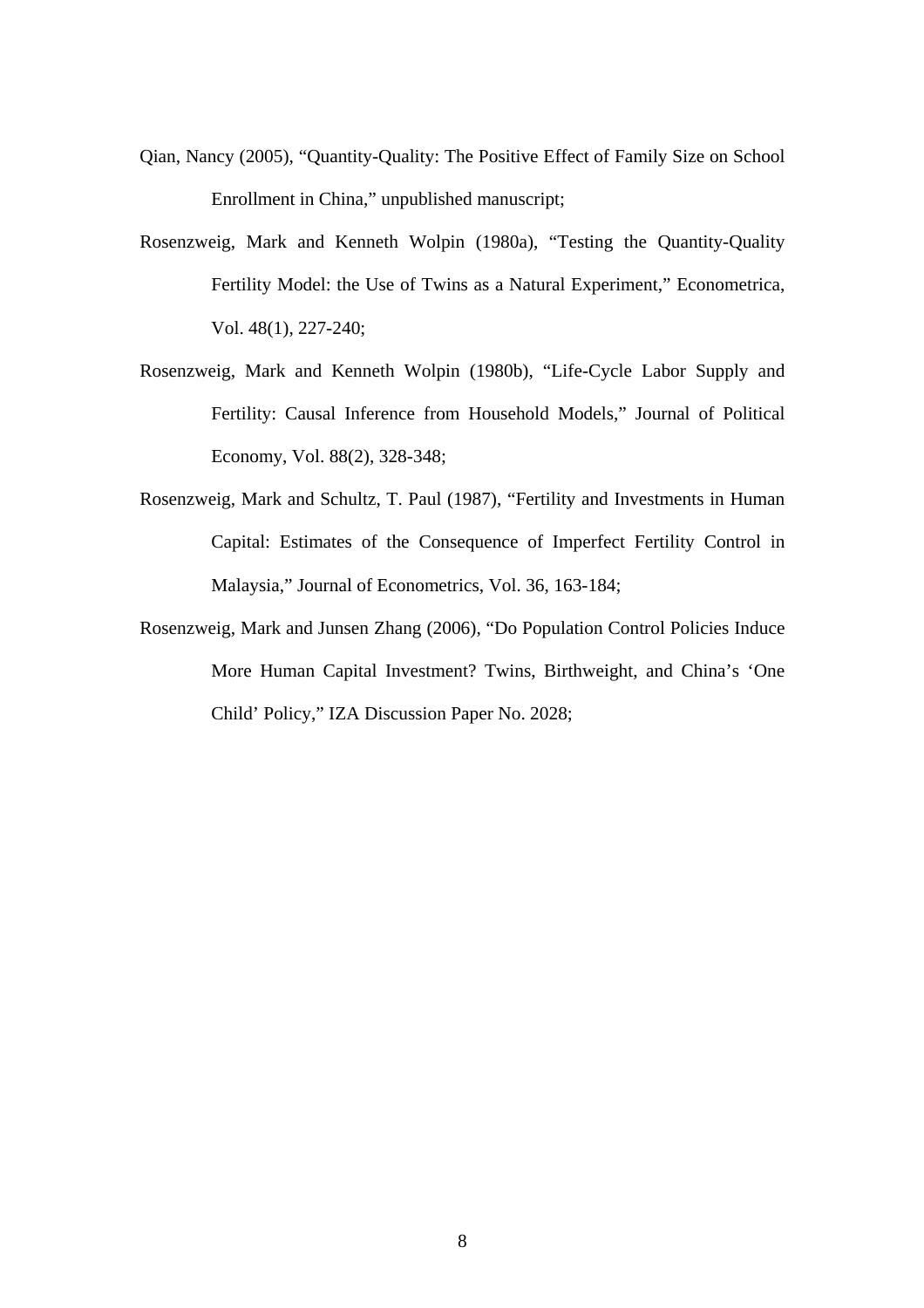Qian, Nancy (2005), “Quantity-Quality: The Positive Effect of Family Size on School Enrollment in China,” unpublished manuscript;

Rosenzweig, Mark and Kenneth Wolpin (1980a), “Testing the Quantity-Quality Fertility Model: the Use of Twins as a Natural Experiment,” Econometrica, Vol. 48(1), 227-240;

Rosenzweig, Mark and Kenneth Wolpin (1980b), “Life-Cycle Labor Supply and Fertility: Causal Inference from Household Models,” Journal of Political Economy, Vol. 88(2), 328-348;

Rosenzweig, Mark and Schultz, T. Paul (1987), “Fertility and Investments in Human Capital: Estimates of the Consequence of Imperfect Fertility Control in Malaysia,” Journal of Econometrics, Vol. 36, 163-184;

Rosenzweig, Mark and Junsen Zhang (2006), “Do Population Control Policies Induce More Human Capital Investment? Twins, Birthweight, and China’s ‘One Child’ Policy,” IZA Discussion Paper No. 2028;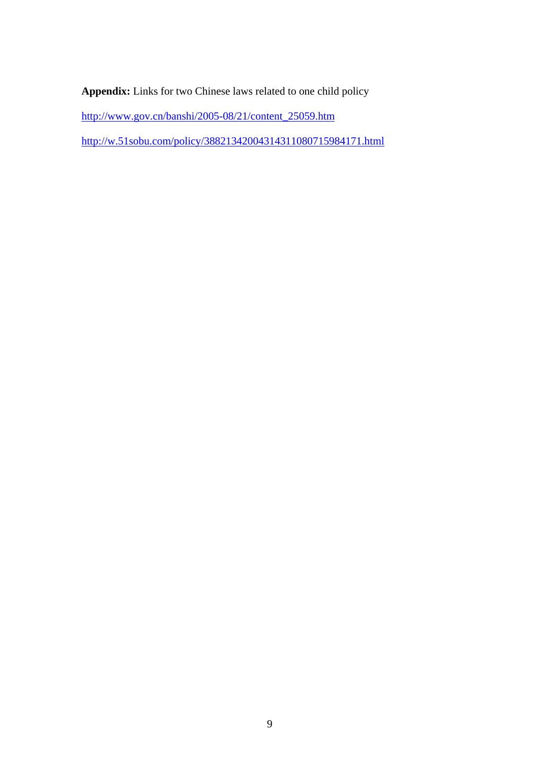**Appendix:** Links for two Chinese laws related to one child policy

http://www.gov.cn/banshi/2005-08/21/content_25059.htm

http://w.51sobu.com/policy/388213420043143110807159841​71.html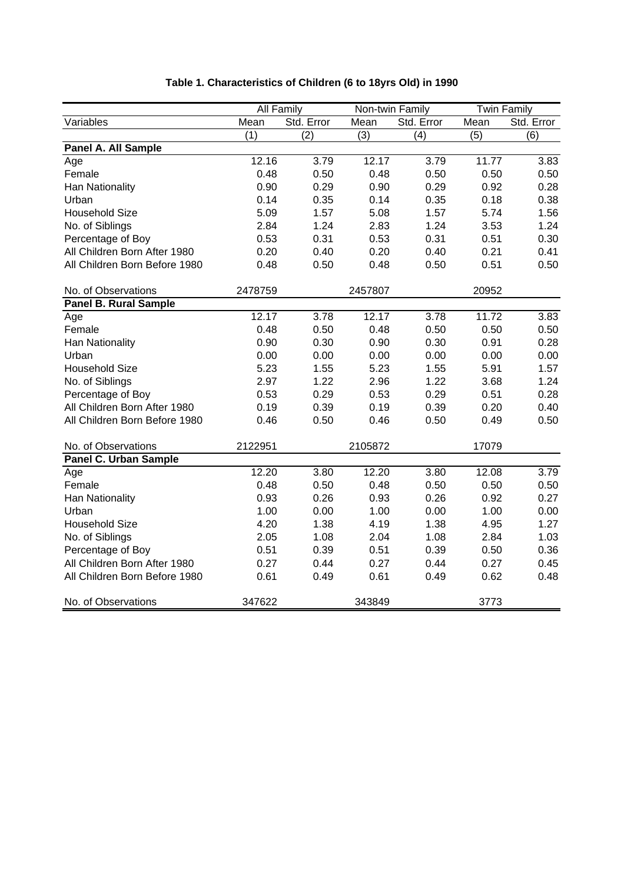**Table 1. Characteristics of Children (6 to 18yrs Old) in 1990**

| | All Family | | Non-twin Family | | Twin Family | |
|---|---|---|---|---|---|---|
| Variables | Mean | Std. Error | Mean | Std. Error | Mean | Std. Error |
| | (1) | (2) | (3) | (4) | (5) | (6) |
| **Panel A. All Sample** | | | | | | |
| Age | 12.16 | 3.79 | 12.17 | 3.79 | 11.77 | 3.83 |
| Female | 0.48 | 0.50 | 0.48 | 0.50 | 0.50 | 0.50 |
| Han Nationality | 0.90 | 0.29 | 0.90 | 0.29 | 0.92 | 0.28 |
| Urban | 0.14 | 0.35 | 0.14 | 0.35 | 0.18 | 0.38 |
| Household Size | 5.09 | 1.57 | 5.08 | 1.57 | 5.74 | 1.56 |
| No. of Siblings | 2.84 | 1.24 | 2.83 | 1.24 | 3.53 | 1.24 |
| Percentage of Boy | 0.53 | 0.31 | 0.53 | 0.31 | 0.51 | 0.30 |
| All Children Born After 1980 | 0.20 | 0.40 | 0.20 | 0.40 | 0.21 | 0.41 |
| All Children Born Before 1980 | 0.48 | 0.50 | 0.48 | 0.50 | 0.51 | 0.50 |
| No. of Observations | 2478759 | | 2457807 | | 20952 | |
| **Panel B. Rural Sample** | | | | | | |
| Age | 12.17 | 3.78 | 12.17 | 3.78 | 11.72 | 3.83 |
| Female | 0.48 | 0.50 | 0.48 | 0.50 | 0.50 | 0.50 |
| Han Nationality | 0.90 | 0.30 | 0.90 | 0.30 | 0.91 | 0.28 |
| Urban | 0.00 | 0.00 | 0.00 | 0.00 | 0.00 | 0.00 |
| Household Size | 5.23 | 1.55 | 5.23 | 1.55 | 5.91 | 1.57 |
| No. of Siblings | 2.97 | 1.22 | 2.96 | 1.22 | 3.68 | 1.24 |
| Percentage of Boy | 0.53 | 0.29 | 0.53 | 0.29 | 0.51 | 0.28 |
| All Children Born After 1980 | 0.19 | 0.39 | 0.19 | 0.39 | 0.20 | 0.40 |
| All Children Born Before 1980 | 0.46 | 0.50 | 0.46 | 0.50 | 0.49 | 0.50 |
| No. of Observations | 2122951 | | 2105872 | | 17079 | |
| **Panel C. Urban Sample** | | | | | | |
| Age | 12.20 | 3.80 | 12.20 | 3.80 | 12.08 | 3.79 |
| Female | 0.48 | 0.50 | 0.48 | 0.50 | 0.50 | 0.50 |
| Han Nationality | 0.93 | 0.26 | 0.93 | 0.26 | 0.92 | 0.27 |
| Urban | 1.00 | 0.00 | 1.00 | 0.00 | 1.00 | 0.00 |
| Household Size | 4.20 | 1.38 | 4.19 | 1.38 | 4.95 | 1.27 |
| No. of Siblings | 2.05 | 1.08 | 2.04 | 1.08 | 2.84 | 1.03 |
| Percentage of Boy | 0.51 | 0.39 | 0.51 | 0.39 | 0.50 | 0.36 |
| All Children Born After 1980 | 0.27 | 0.44 | 0.27 | 0.44 | 0.27 | 0.45 |
| All Children Born Before 1980 | 0.61 | 0.49 | 0.61 | 0.49 | 0.62 | 0.48 |
| No. of Observations | 347622 | | 343849 | | 3773 | |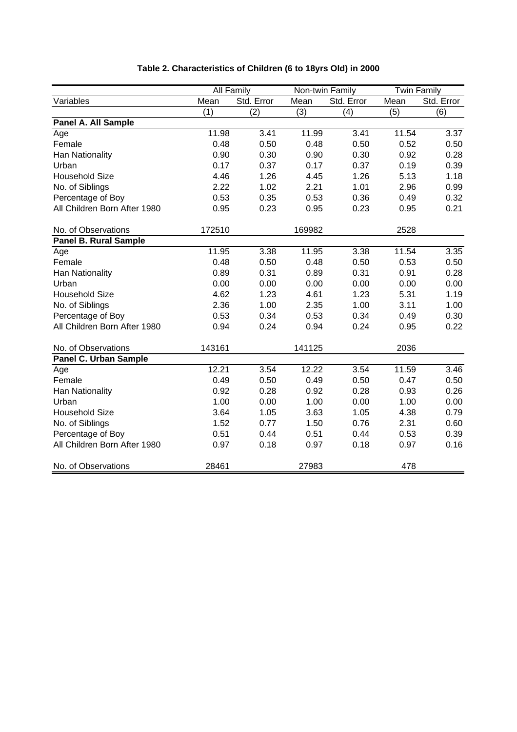**Table 2. Characteristics of Children (6 to 18yrs Old) in 2000**

| | All Family | | Non-twin Family | | Twin Family | |
|---|---|---|---|---|---|---|
| Variables | Mean | Std. Error | Mean | Std. Error | Mean | Std. Error |
| | (1) | (2) | (3) | (4) | (5) | (6) |
| **Panel A. All Sample** | | | | | | |
| Age | 11.98 | 3.41 | 11.99 | 3.41 | 11.54 | 3.37 |
| Female | 0.48 | 0.50 | 0.48 | 0.50 | 0.52 | 0.50 |
| Han Nationality | 0.90 | 0.30 | 0.90 | 0.30 | 0.92 | 0.28 |
| Urban | 0.17 | 0.37 | 0.17 | 0.37 | 0.19 | 0.39 |
| Household Size | 4.46 | 1.26 | 4.45 | 1.26 | 5.13 | 1.18 |
| No. of Siblings | 2.22 | 1.02 | 2.21 | 1.01 | 2.96 | 0.99 |
| Percentage of Boy | 0.53 | 0.35 | 0.53 | 0.36 | 0.49 | 0.32 |
| All Children Born After 1980 | 0.95 | 0.23 | 0.95 | 0.23 | 0.95 | 0.21 |
| No. of Observations | 172510 | | 169982 | | 2528 | |
| **Panel B. Rural Sample** | | | | | | |
| Age | 11.95 | 3.38 | 11.95 | 3.38 | 11.54 | 3.35 |
| Female | 0.48 | 0.50 | 0.48 | 0.50 | 0.53 | 0.50 |
| Han Nationality | 0.89 | 0.31 | 0.89 | 0.31 | 0.91 | 0.28 |
| Urban | 0.00 | 0.00 | 0.00 | 0.00 | 0.00 | 0.00 |
| Household Size | 4.62 | 1.23 | 4.61 | 1.23 | 5.31 | 1.19 |
| No. of Siblings | 2.36 | 1.00 | 2.35 | 1.00 | 3.11 | 1.00 |
| Percentage of Boy | 0.53 | 0.34 | 0.53 | 0.34 | 0.49 | 0.30 |
| All Children Born After 1980 | 0.94 | 0.24 | 0.94 | 0.24 | 0.95 | 0.22 |
| No. of Observations | 143161 | | 141125 | | 2036 | |
| **Panel C. Urban Sample** | | | | | | |
| Age | 12.21 | 3.54 | 12.22 | 3.54 | 11.59 | 3.46 |
| Female | 0.49 | 0.50 | 0.49 | 0.50 | 0.47 | 0.50 |
| Han Nationality | 0.92 | 0.28 | 0.92 | 0.28 | 0.93 | 0.26 |
| Urban | 1.00 | 0.00 | 1.00 | 0.00 | 1.00 | 0.00 |
| Household Size | 3.64 | 1.05 | 3.63 | 1.05 | 4.38 | 0.79 |
| No. of Siblings | 1.52 | 0.77 | 1.50 | 0.76 | 2.31 | 0.60 |
| Percentage of Boy | 0.51 | 0.44 | 0.51 | 0.44 | 0.53 | 0.39 |
| All Children Born After 1980 | 0.97 | 0.18 | 0.97 | 0.18 | 0.97 | 0.16 |
| No. of Observations | 28461 | | 27983 | | 478 | |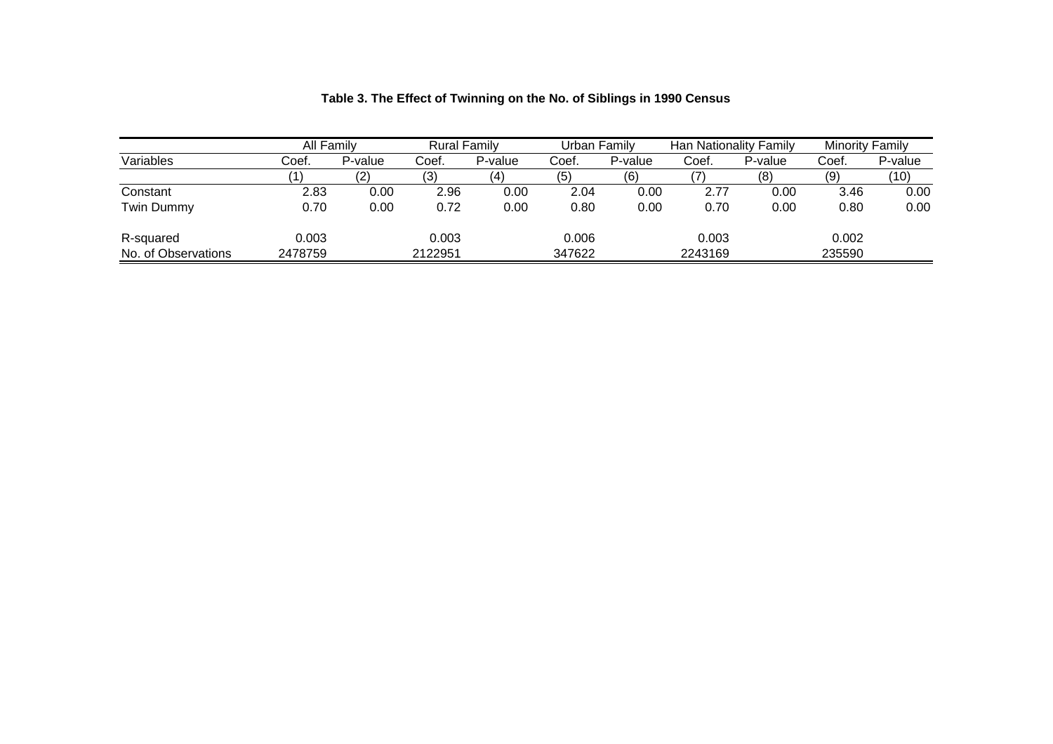**Table 3. The Effect of Twinning on the No. of Siblings in 1990 Census**

| | All Family | | Rural Family | | Urban Family | | Han Nationality Family | | Minority Family | |
|---|---|---|---|---|---|---|---|---|---|---|
| Variables | Coef. | P-value | Coef. | P-value | Coef. | P-value | Coef. | P-value | Coef. | P-value |
| | (1) | (2) | (3) | (4) | (5) | (6) | (7) | (8) | (9) | (10) |
| Constant | 2.83 | 0.00 | 2.96 | 0.00 | 2.04 | 0.00 | 2.77 | 0.00 | 3.46 | 0.00 |
| Twin Dummy | 0.70 | 0.00 | 0.72 | 0.00 | 0.80 | 0.00 | 0.70 | 0.00 | 0.80 | 0.00 |
| R-squared | 0.003 | | 0.003 | | 0.006 | | 0.003 | | 0.002 | |
| No. of Observations | 2478759 | | 2122951 | | 347622 | | 2243169 | | 235590 | |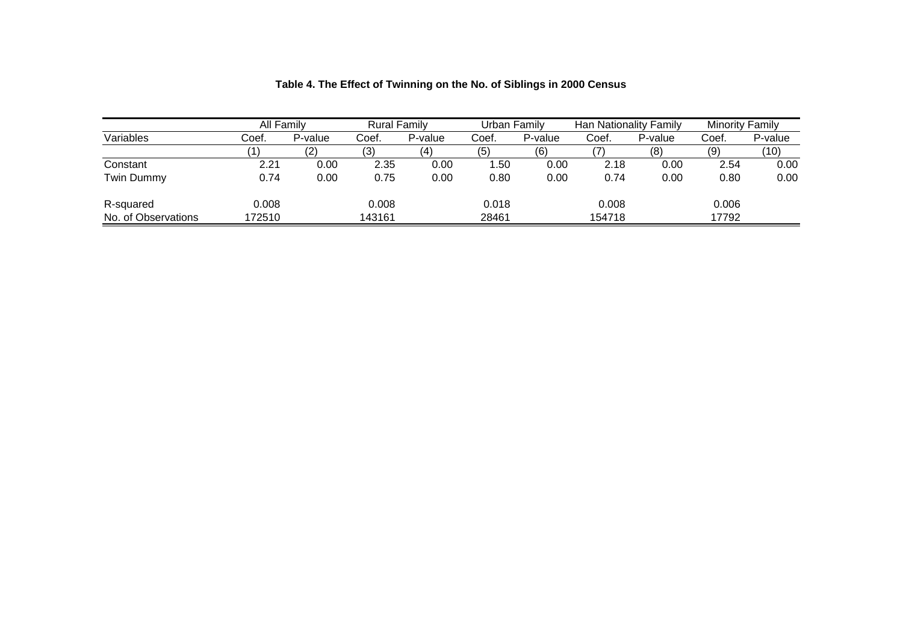**Table 4. The Effect of Twinning on the No. of Siblings in 2000 Census**

| | All Family | | Rural Family | | Urban Family | | Han Nationality Family | | Minority Family | |
|---|---|---|---|---|---|---|---|---|---|---|
| Variables | Coef. | P-value | Coef. | P-value | Coef. | P-value | Coef. | P-value | Coef. | P-value |
| | (1) | (2) | (3) | (4) | (5) | (6) | (7) | (8) | (9) | (10) |
| Constant | 2.21 | 0.00 | 2.35 | 0.00 | 1.50 | 0.00 | 2.18 | 0.00 | 2.54 | 0.00 |
| Twin Dummy | 0.74 | 0.00 | 0.75 | 0.00 | 0.80 | 0.00 | 0.74 | 0.00 | 0.80 | 0.00 |
| R-squared | 0.008 | | 0.008 | | 0.018 | | 0.008 | | 0.006 | |
| No. of Observations | 172510 | | 143161 | | 28461 | | 154718 | | 17792 | |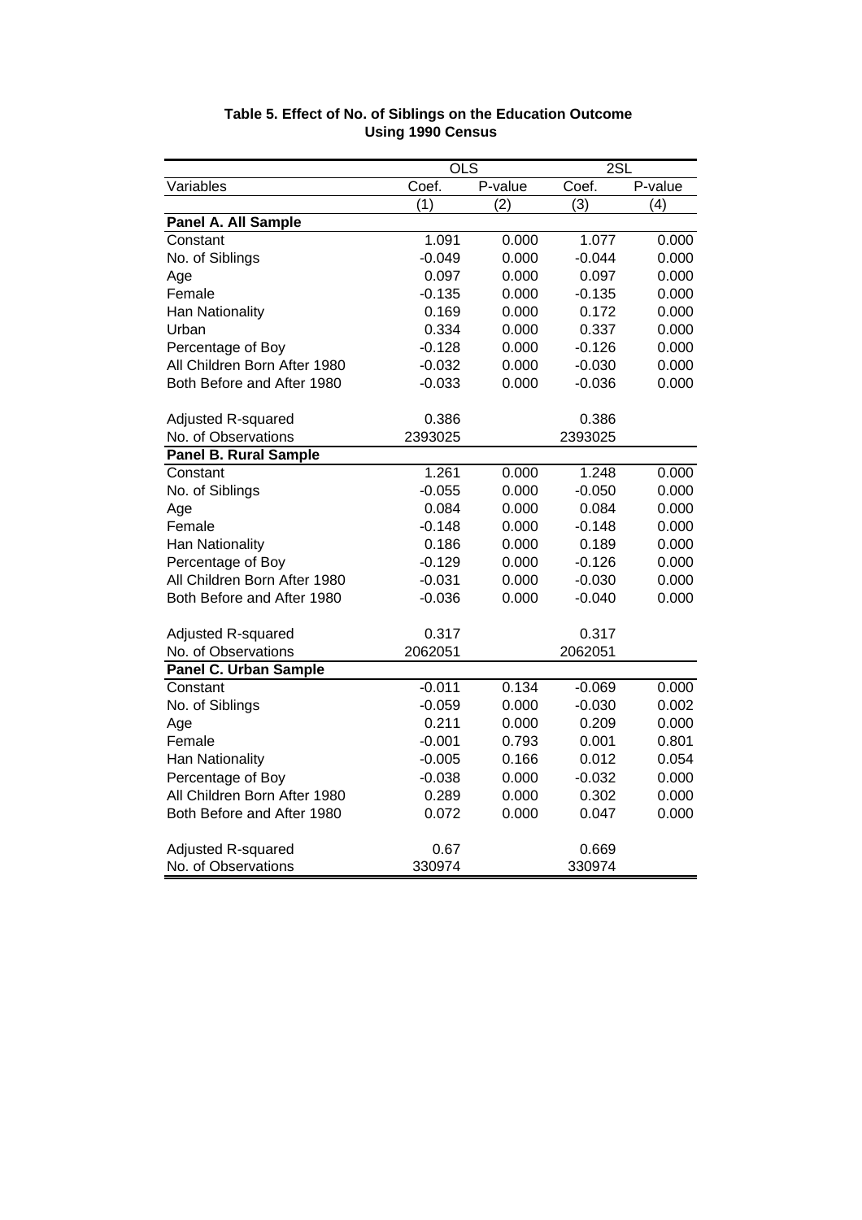**Table 5. Effect of No. of Siblings on the Education Outcome Using 1990 Census**

| | OLS | | 2SL | |
|---|---|---|---|---|
| Variables | Coef. | P-value | Coef. | P-value |
| | (1) | (2) | (3) | (4) |
| **Panel A. All Sample** | | | | |
| Constant | 1.091 | 0.000 | 1.077 | 0.000 |
| No. of Siblings | -0.049 | 0.000 | -0.044 | 0.000 |
| Age | 0.097 | 0.000 | 0.097 | 0.000 |
| Female | -0.135 | 0.000 | -0.135 | 0.000 |
| Han Nationality | 0.169 | 0.000 | 0.172 | 0.000 |
| Urban | 0.334 | 0.000 | 0.337 | 0.000 |
| Percentage of Boy | -0.128 | 0.000 | -0.126 | 0.000 |
| All Children Born After 1980 | -0.032 | 0.000 | -0.030 | 0.000 |
| Both Before and After 1980 | -0.033 | 0.000 | -0.036 | 0.000 |
| Adjusted R-squared | 0.386 | | 0.386 | |
| No. of Observations | 2393025 | | 2393025 | |
| **Panel B. Rural Sample** | | | | |
| Constant | 1.261 | 0.000 | 1.248 | 0.000 |
| No. of Siblings | -0.055 | 0.000 | -0.050 | 0.000 |
| Age | 0.084 | 0.000 | 0.084 | 0.000 |
| Female | -0.148 | 0.000 | -0.148 | 0.000 |
| Han Nationality | 0.186 | 0.000 | 0.189 | 0.000 |
| Percentage of Boy | -0.129 | 0.000 | -0.126 | 0.000 |
| All Children Born After 1980 | -0.031 | 0.000 | -0.030 | 0.000 |
| Both Before and After 1980 | -0.036 | 0.000 | -0.040 | 0.000 |
| Adjusted R-squared | 0.317 | | 0.317 | |
| No. of Observations | 2062051 | | 2062051 | |
| **Panel C. Urban Sample** | | | | |
| Constant | -0.011 | 0.134 | -0.069 | 0.000 |
| No. of Siblings | -0.059 | 0.000 | -0.030 | 0.002 |
| Age | 0.211 | 0.000 | 0.209 | 0.000 |
| Female | -0.001 | 0.793 | 0.001 | 0.801 |
| Han Nationality | -0.005 | 0.166 | 0.012 | 0.054 |
| Percentage of Boy | -0.038 | 0.000 | -0.032 | 0.000 |
| All Children Born After 1980 | 0.289 | 0.000 | 0.302 | 0.000 |
| Both Before and After 1980 | 0.072 | 0.000 | 0.047 | 0.000 |
| Adjusted R-squared | 0.67 | | 0.669 | |
| No. of Observations | 330974 | | 330974 | |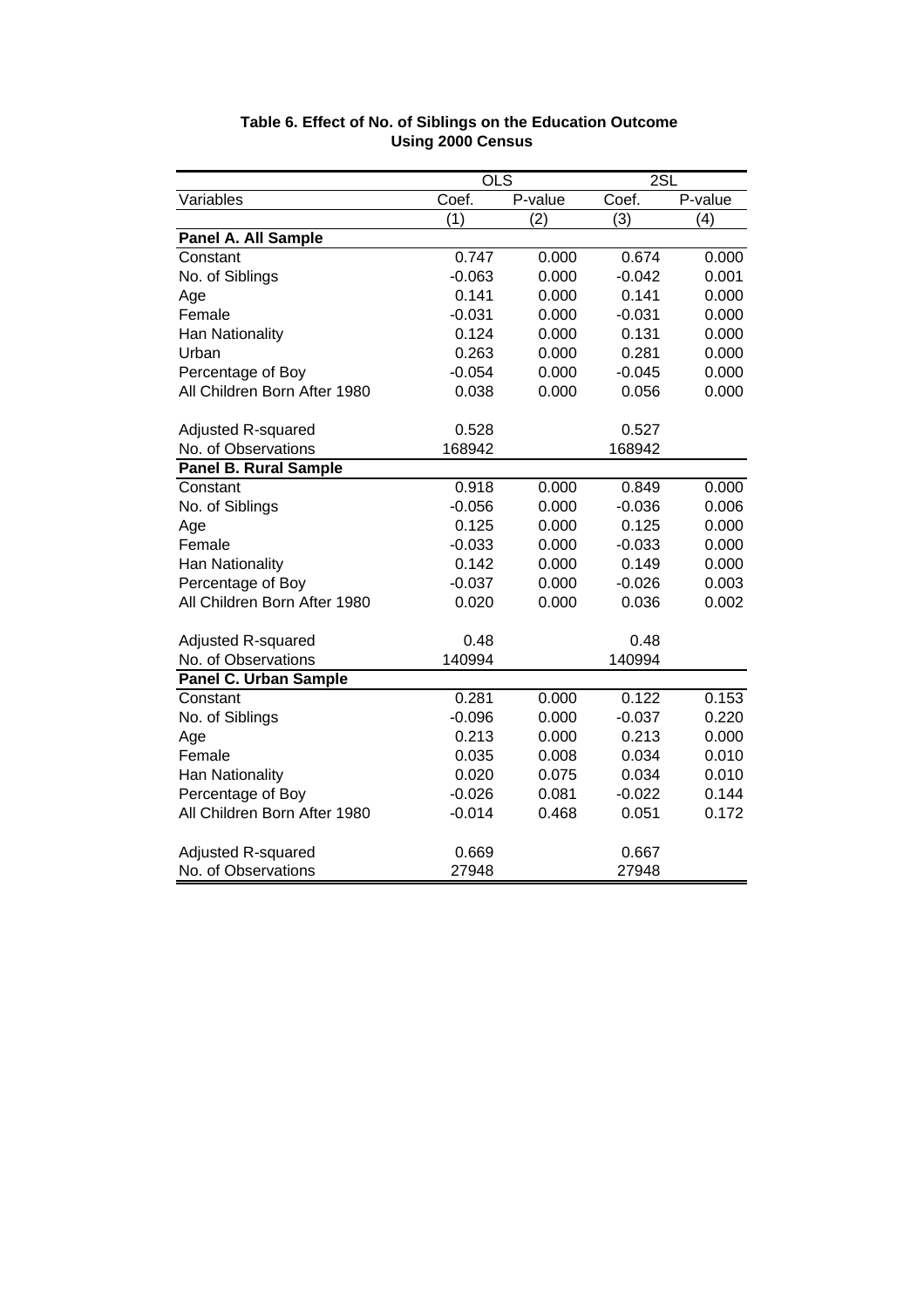**Table 6. Effect of No. of Siblings on the Education Outcome Using 2000 Census**

| | OLS | | 2SL | |
|---|---|---|---|---|
| Variables | Coef. | P-value | Coef. | P-value |
| | (1) | (2) | (3) | (4) |
| **Panel A. All Sample** | | | | |
| Constant | 0.747 | 0.000 | 0.674 | 0.000 |
| No. of Siblings | -0.063 | 0.000 | -0.042 | 0.001 |
| Age | 0.141 | 0.000 | 0.141 | 0.000 |
| Female | -0.031 | 0.000 | -0.031 | 0.000 |
| Han Nationality | 0.124 | 0.000 | 0.131 | 0.000 |
| Urban | 0.263 | 0.000 | 0.281 | 0.000 |
| Percentage of Boy | -0.054 | 0.000 | -0.045 | 0.000 |
| All Children Born After 1980 | 0.038 | 0.000 | 0.056 | 0.000 |
| Adjusted R-squared | 0.528 | | 0.527 | |
| No. of Observations | 168942 | | 168942 | |
| **Panel B. Rural Sample** | | | | |
| Constant | 0.918 | 0.000 | 0.849 | 0.000 |
| No. of Siblings | -0.056 | 0.000 | -0.036 | 0.006 |
| Age | 0.125 | 0.000 | 0.125 | 0.000 |
| Female | -0.033 | 0.000 | -0.033 | 0.000 |
| Han Nationality | 0.142 | 0.000 | 0.149 | 0.000 |
| Percentage of Boy | -0.037 | 0.000 | -0.026 | 0.003 |
| All Children Born After 1980 | 0.020 | 0.000 | 0.036 | 0.002 |
| Adjusted R-squared | 0.48 | | 0.48 | |
| No. of Observations | 140994 | | 140994 | |
| **Panel C. Urban Sample** | | | | |
| Constant | 0.281 | 0.000 | 0.122 | 0.153 |
| No. of Siblings | -0.096 | 0.000 | -0.037 | 0.220 |
| Age | 0.213 | 0.000 | 0.213 | 0.000 |
| Female | 0.035 | 0.008 | 0.034 | 0.010 |
| Han Nationality | 0.020 | 0.075 | 0.034 | 0.010 |
| Percentage of Boy | -0.026 | 0.081 | -0.022 | 0.144 |
| All Children Born After 1980 | -0.014 | 0.468 | 0.051 | 0.172 |
| Adjusted R-squared | 0.669 | | 0.667 | |
| No. of Observations | 27948 | | 27948 | |